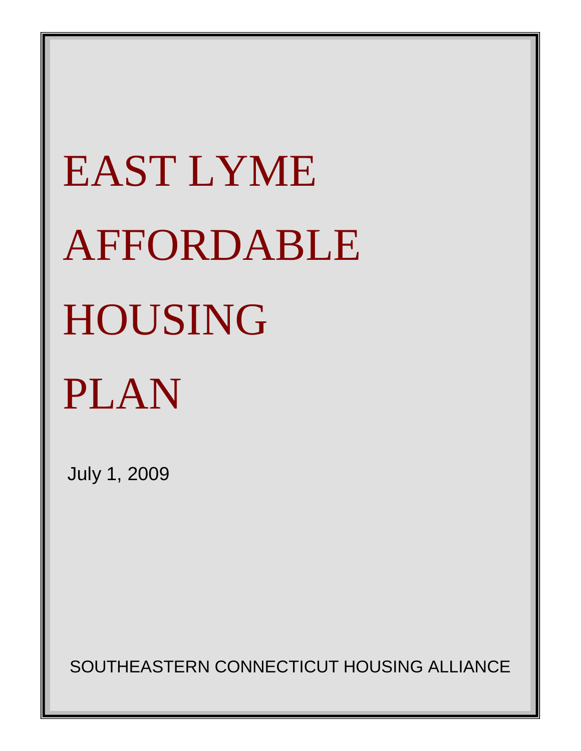# EAST LYME AFFORDABLE HOUSING PLAN

July 1, 2009

SOUTHEASTERN CONNECTICUT HOUSING ALLIANCE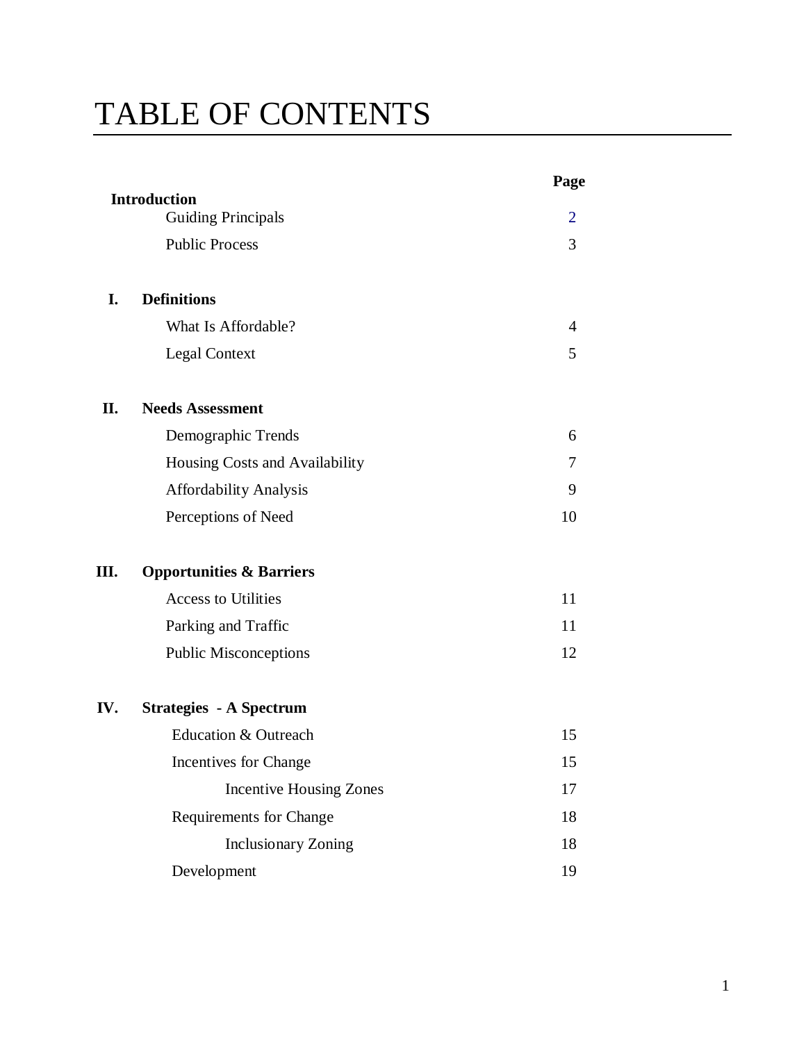# TABLE OF CONTENTS

| | | Page |
|---|---|---|
| **Introduction** | | |
| | Guiding Principals | 2 |
| | Public Process | 3 |
| **I.** | **Definitions** | |
| | What Is Affordable? | 4 |
| | Legal Context | 5 |
| **II.** | **Needs Assessment** | |
| | Demographic Trends | 6 |
| | Housing Costs and Availability | 7 |
| | Affordability Analysis | 9 |
| | Perceptions of Need | 10 |
| **III.** | **Opportunities & Barriers** | |
| | Access to Utilities | 11 |
| | Parking and Traffic | 11 |
| | Public Misconceptions | 12 |
| **IV.** | **Strategies - A Spectrum** | |
| | Education & Outreach | 15 |
| | Incentives for Change | 15 |
| | Incentive Housing Zones | 17 |
| | Requirements for Change | 18 |
| | Inclusionary Zoning | 18 |
| | Development | 19 |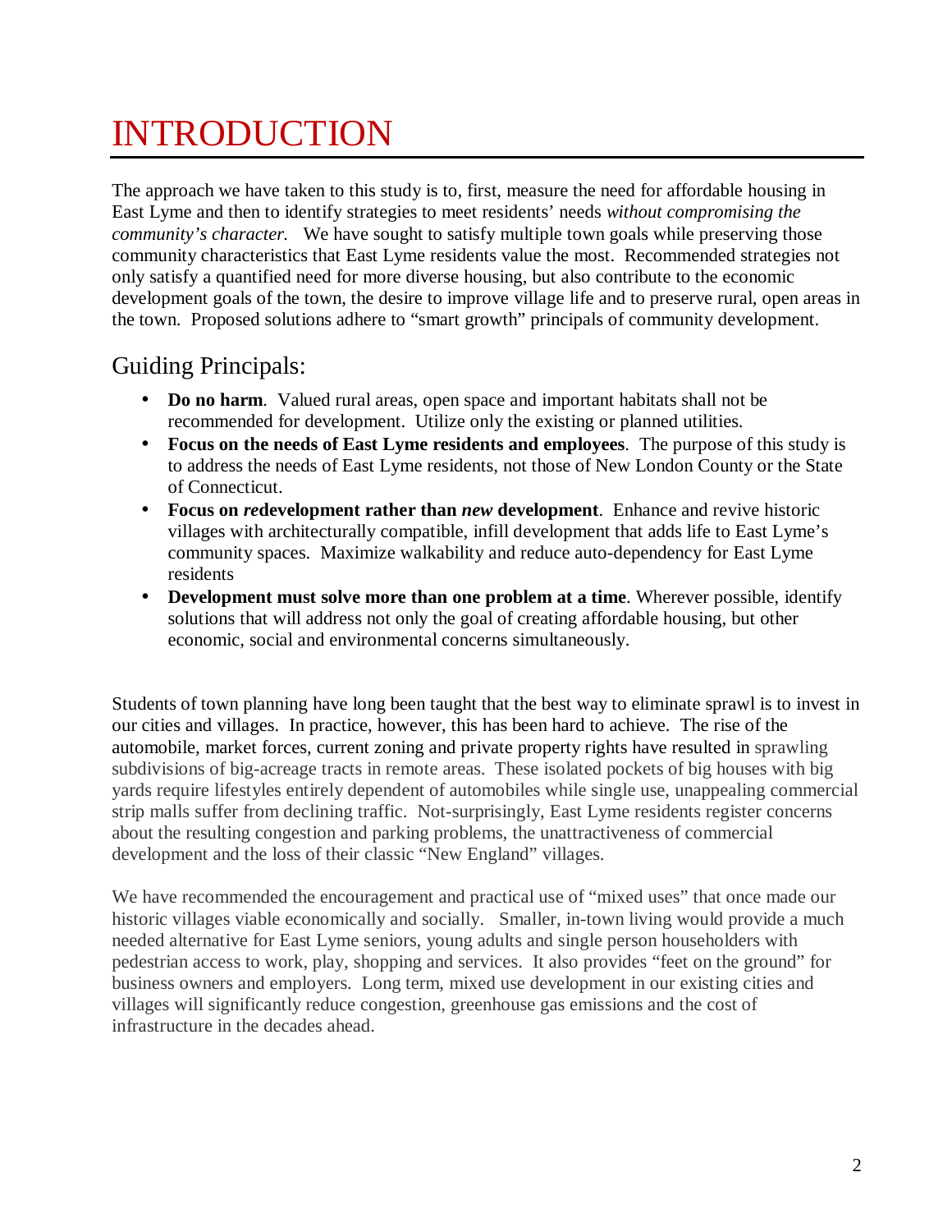# INTRODUCTION

The approach we have taken to this study is to, first, measure the need for affordable housing in East Lyme and then to identify strategies to meet residents' needs *without compromising the community's character.* We have sought to satisfy multiple town goals while preserving those community characteristics that East Lyme residents value the most. Recommended strategies not only satisfy a quantified need for more diverse housing, but also contribute to the economic development goals of the town, the desire to improve village life and to preserve rural, open areas in the town. Proposed solutions adhere to "smart growth" principals of community development.

## Guiding Principals:

- **Do no harm**. Valued rural areas, open space and important habitats shall not be recommended for development. Utilize only the existing or planned utilities.
- **Focus on the needs of East Lyme residents and employees**. The purpose of this study is to address the needs of East Lyme residents, not those of New London County or the State of Connecticut.
- **Focus on *re*development rather than *new* development**. Enhance and revive historic villages with architecturally compatible, infill development that adds life to East Lyme's community spaces. Maximize walkability and reduce auto-dependency for East Lyme residents
- **Development must solve more than one problem at a time**. Wherever possible, identify solutions that will address not only the goal of creating affordable housing, but other economic, social and environmental concerns simultaneously.

Students of town planning have long been taught that the best way to eliminate sprawl is to invest in our cities and villages. In practice, however, this has been hard to achieve. The rise of the automobile, market forces, current zoning and private property rights have resulted in sprawling subdivisions of big-acreage tracts in remote areas. These isolated pockets of big houses with big yards require lifestyles entirely dependent of automobiles while single use, unappealing commercial strip malls suffer from declining traffic. Not-surprisingly, East Lyme residents register concerns about the resulting congestion and parking problems, the unattractiveness of commercial development and the loss of their classic "New England" villages.

We have recommended the encouragement and practical use of "mixed uses" that once made our historic villages viable economically and socially. Smaller, in-town living would provide a much needed alternative for East Lyme seniors, young adults and single person householders with pedestrian access to work, play, shopping and services. It also provides "feet on the ground" for business owners and employers. Long term, mixed use development in our existing cities and villages will significantly reduce congestion, greenhouse gas emissions and the cost of infrastructure in the decades ahead.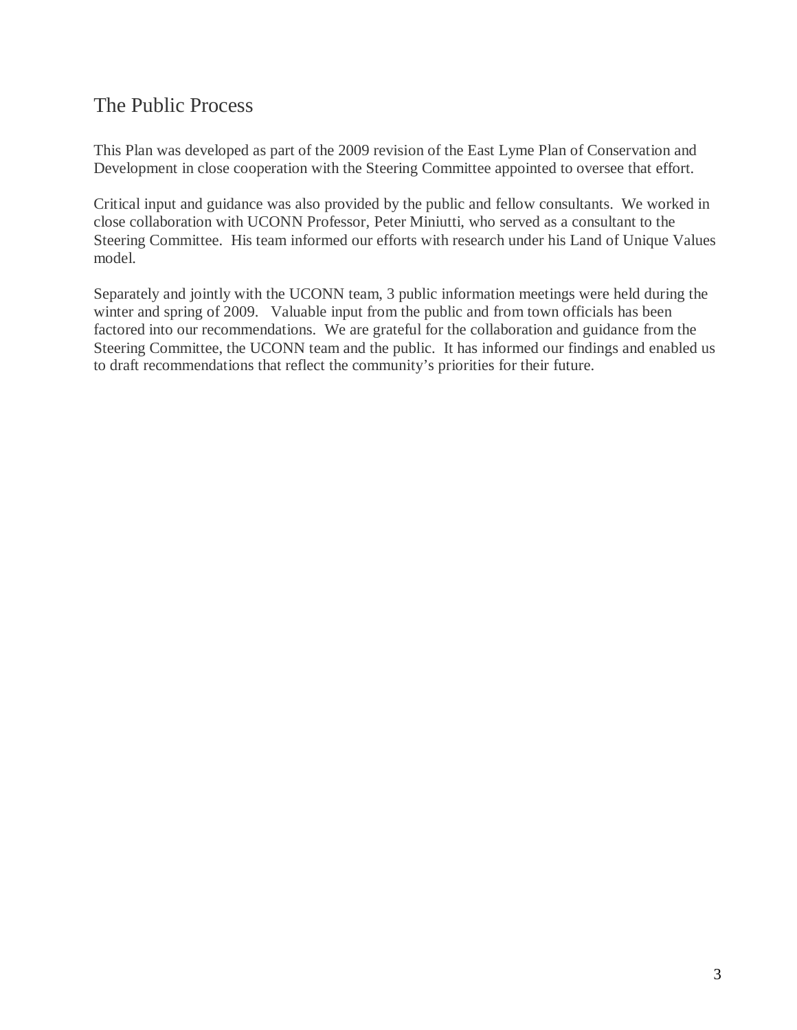## The Public Process

This Plan was developed as part of the 2009 revision of the East Lyme Plan of Conservation and Development in close cooperation with the Steering Committee appointed to oversee that effort.

Critical input and guidance was also provided by the public and fellow consultants. We worked in close collaboration with UCONN Professor, Peter Miniutti, who served as a consultant to the Steering Committee. His team informed our efforts with research under his Land of Unique Values model.

Separately and jointly with the UCONN team, 3 public information meetings were held during the winter and spring of 2009. Valuable input from the public and from town officials has been factored into our recommendations. We are grateful for the collaboration and guidance from the Steering Committee, the UCONN team and the public. It has informed our findings and enabled us to draft recommendations that reflect the community's priorities for their future.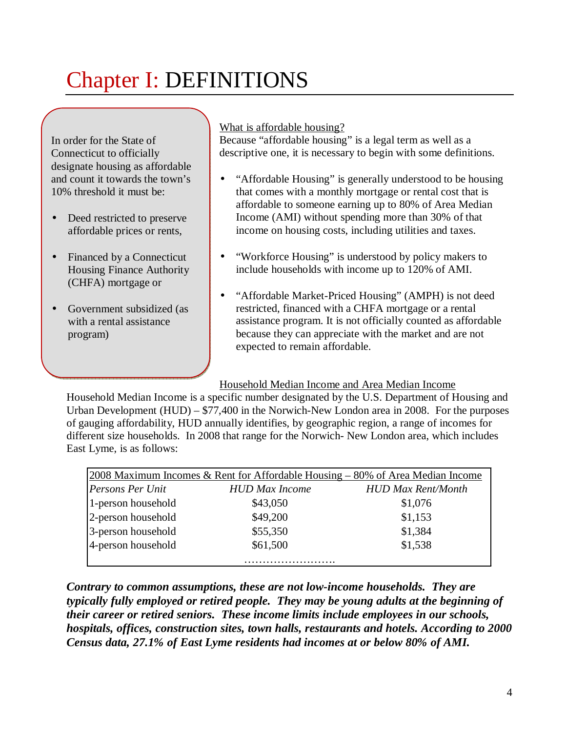# Chapter I: DEFINITIONS

In order for the State of Connecticut to officially designate housing as affordable and count it towards the town's 10% threshold it must be:

- Deed restricted to preserve affordable prices or rents,
- Financed by a Connecticut Housing Finance Authority (CHFA) mortgage or
- Government subsidized (as with a rental assistance program)

What is affordable housing?

Because "affordable housing" is a legal term as well as a descriptive one, it is necessary to begin with some definitions.

- "Affordable Housing" is generally understood to be housing that comes with a monthly mortgage or rental cost that is affordable to someone earning up to 80% of Area Median Income (AMI) without spending more than 30% of that income on housing costs, including utilities and taxes.
- "Workforce Housing" is understood by policy makers to include households with income up to 120% of AMI.
- "Affordable Market-Priced Housing" (AMPH) is not deed restricted, financed with a CHFA mortgage or a rental assistance program. It is not officially counted as affordable because they can appreciate with the market and are not expected to remain affordable.

Household Median Income and Area Median Income

Household Median Income is a specific number designated by the U.S. Department of Housing and Urban Development (HUD) – $77,400 in the Norwich-New London area in 2008. For the purposes of gauging affordability, HUD annually identifies, by geographic region, a range of incomes for different size households. In 2008 that range for the Norwich- New London area, which includes East Lyme, is as follows:

| 2008 Maximum Incomes & Rent for Affordable Housing – 80% of Area Median Income | | |
|---|---|---|
| *Persons Per Unit* | *HUD Max Income* | *HUD Max Rent/Month* |
| 1-person household | $43,050 | $1,076 |
| 2-person household | $49,200 | $1,153 |
| 3-person household | $55,350 | $1,384 |
| 4-person household | $61,500 | $1,538 |
| | ……………………. | |

***Contrary to common assumptions, these are not low-income households. They are typically fully employed or retired people. They may be young adults at the beginning of their career or retired seniors. These income limits include employees in our schools, hospitals, offices, construction sites, town halls, restaurants and hotels. According to 2000 Census data, 27.1% of East Lyme residents had incomes at or below 80% of AMI.***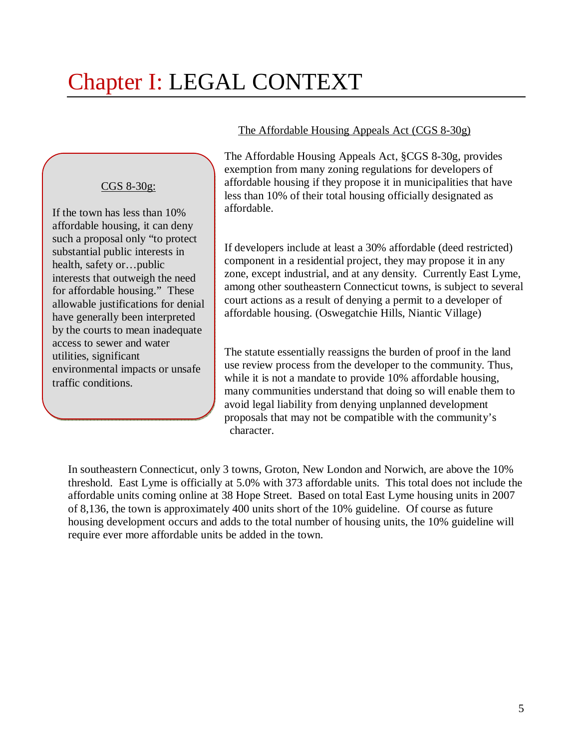# Chapter I: LEGAL CONTEXT

The Affordable Housing Appeals Act (CGS 8-30g)

The Affordable Housing Appeals Act, §CGS 8-30g, provides exemption from many zoning regulations for developers of affordable housing if they propose it in municipalities that have less than 10% of their total housing officially designated as affordable.

> CGS 8-30g:
>
> If the town has less than 10% affordable housing, it can deny such a proposal only "to protect substantial public interests in health, safety or…public interests that outweigh the need for affordable housing." These allowable justifications for denial have generally been interpreted by the courts to mean inadequate access to sewer and water utilities, significant environmental impacts or unsafe traffic conditions.

If developers include at least a 30% affordable (deed restricted) component in a residential project, they may propose it in any zone, except industrial, and at any density. Currently East Lyme, among other southeastern Connecticut towns, is subject to several court actions as a result of denying a permit to a developer of affordable housing. (Oswegatchie Hills, Niantic Village)

The statute essentially reassigns the burden of proof in the land use review process from the developer to the community. Thus, while it is not a mandate to provide 10% affordable housing, many communities understand that doing so will enable them to avoid legal liability from denying unplanned development proposals that may not be compatible with the community's character.

In southeastern Connecticut, only 3 towns, Groton, New London and Norwich, are above the 10% threshold. East Lyme is officially at 5.0% with 373 affordable units. This total does not include the affordable units coming online at 38 Hope Street. Based on total East Lyme housing units in 2007 of 8,136, the town is approximately 400 units short of the 10% guideline. Of course as future housing development occurs and adds to the total number of housing units, the 10% guideline will require ever more affordable units be added in the town.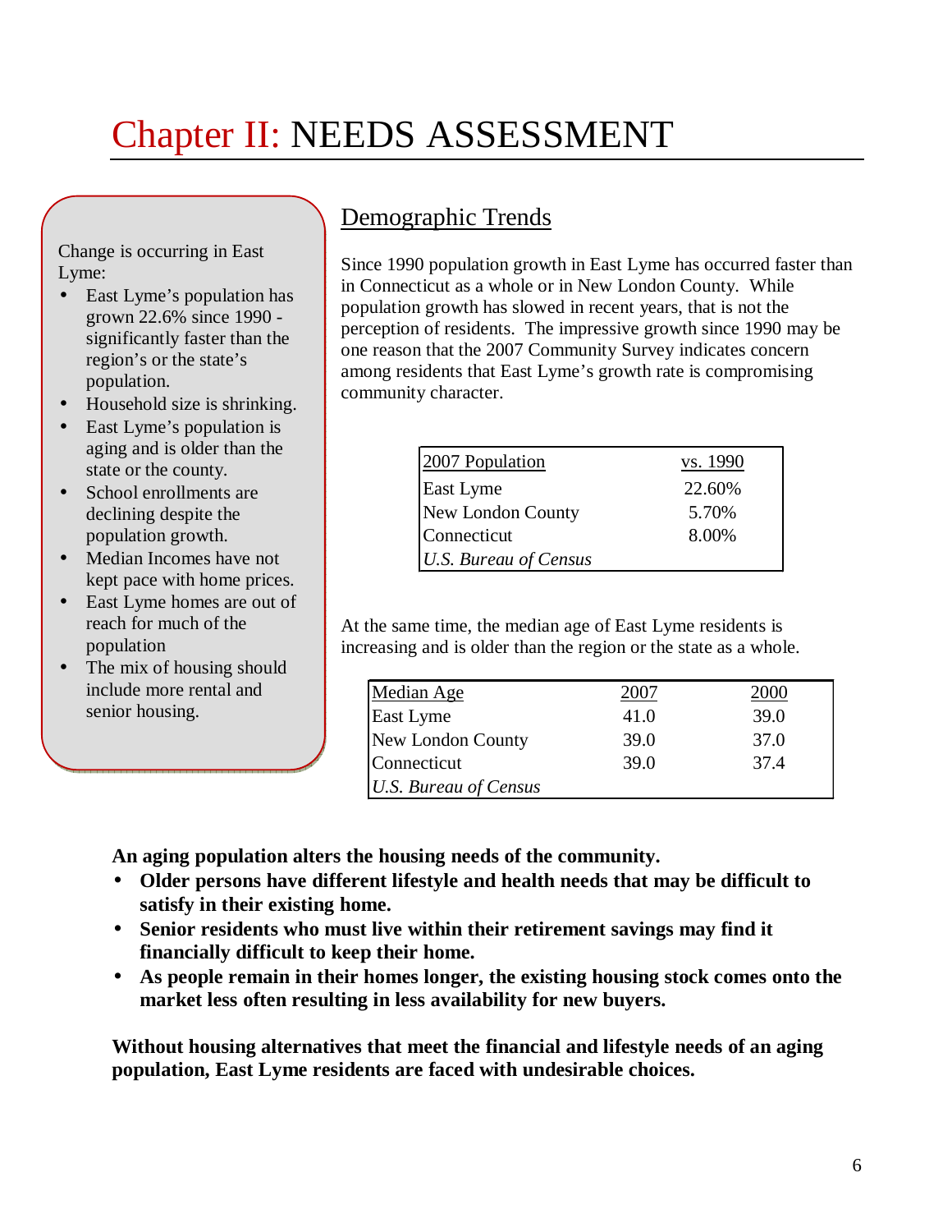# Chapter II: NEEDS ASSESSMENT

Change is occurring in East Lyme:

- East Lyme's population has grown 22.6% since 1990 - significantly faster than the region's or the state's population.
- Household size is shrinking.
- East Lyme's population is aging and is older than the state or the county.
- School enrollments are declining despite the population growth.
- Median Incomes have not kept pace with home prices.
- East Lyme homes are out of reach for much of the population
- The mix of housing should include more rental and senior housing.

## Demographic Trends

Since 1990 population growth in East Lyme has occurred faster than in Connecticut as a whole or in New London County. While population growth has slowed in recent years, that is not the perception of residents. The impressive growth since 1990 may be one reason that the 2007 Community Survey indicates concern among residents that East Lyme's growth rate is compromising community character.

| 2007 Population | vs. 1990 |
|---|---|
| East Lyme | 22.60% |
| New London County | 5.70% |
| Connecticut | 8.00% |
| *U.S. Bureau of Census* | |

At the same time, the median age of East Lyme residents is increasing and is older than the region or the state as a whole.

| Median Age | 2007 | 2000 |
|---|---|---|
| East Lyme | 41.0 | 39.0 |
| New London County | 39.0 | 37.0 |
| Connecticut | 39.0 | 37.4 |
| *U.S. Bureau of Census* | | |

**An aging population alters the housing needs of the community.**

- **Older persons have different lifestyle and health needs that may be difficult to satisfy in their existing home.**
- **Senior residents who must live within their retirement savings may find it financially difficult to keep their home.**
- **As people remain in their homes longer, the existing housing stock comes onto the market less often resulting in less availability for new buyers.**

**Without housing alternatives that meet the financial and lifestyle needs of an aging population, East Lyme residents are faced with undesirable choices.**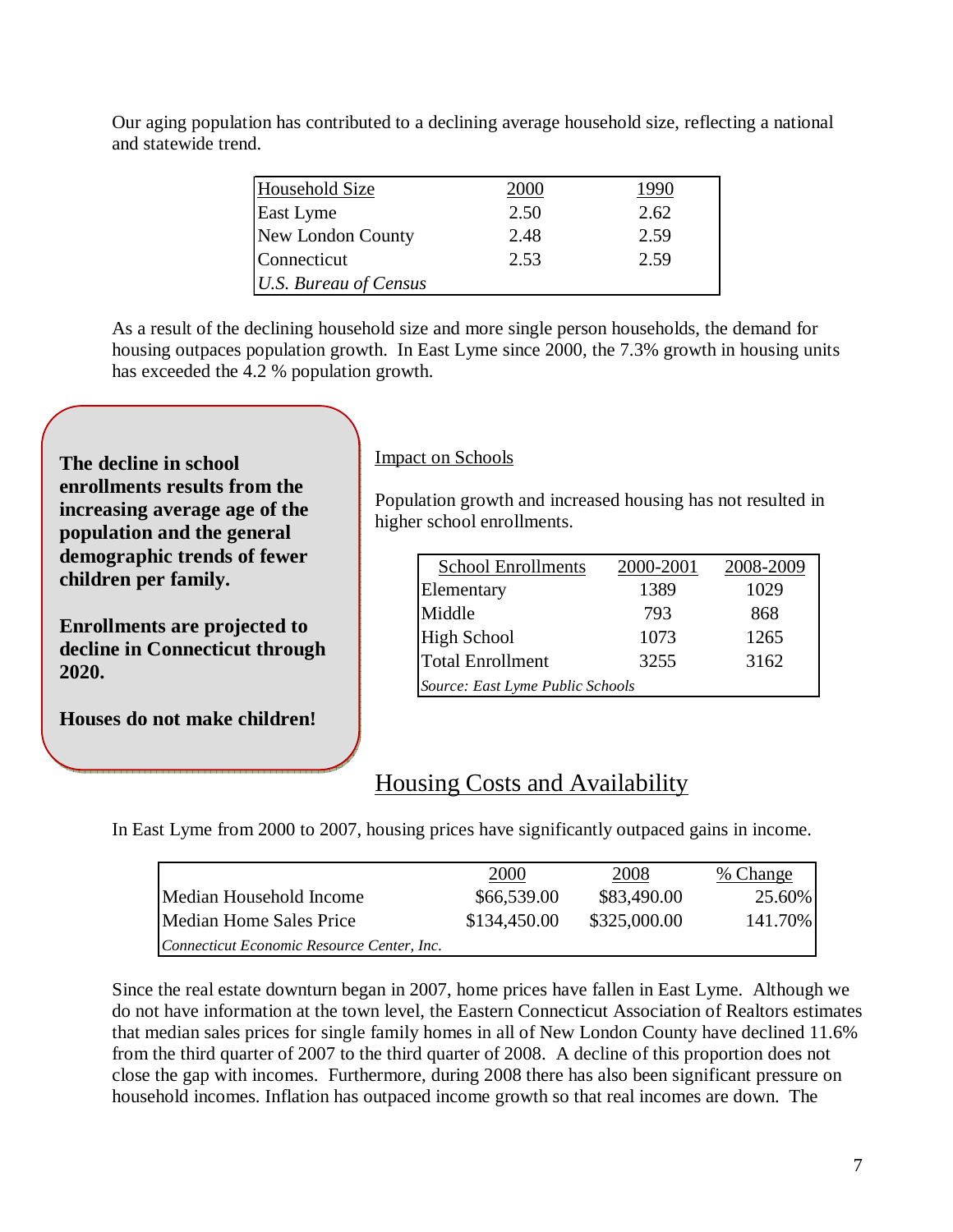Our aging population has contributed to a declining average household size, reflecting a national and statewide trend.

| Household Size | 2000 | 1990 |
|---|---|---|
| East Lyme | 2.50 | 2.62 |
| New London County | 2.48 | 2.59 |
| Connecticut | 2.53 | 2.59 |
| *U.S. Bureau of Census* | | |

As a result of the declining household size and more single person households, the demand for housing outpaces population growth. In East Lyme since 2000, the 7.3% growth in housing units has exceeded the 4.2 % population growth.

**The decline in school enrollments results from the increasing average age of the population and the general demographic trends of fewer children per family.**

**Enrollments are projected to decline in Connecticut through 2020.**

**Houses do not make children!**

Impact on Schools

Population growth and increased housing has not resulted in higher school enrollments.

| School Enrollments | 2000-2001 | 2008-2009 |
|---|---|---|
| Elementary | 1389 | 1029 |
| Middle | 793 | 868 |
| High School | 1073 | 1265 |
| Total Enrollment | 3255 | 3162 |
| *Source: East Lyme Public Schools* | | |

## Housing Costs and Availability

In East Lyme from 2000 to 2007, housing prices have significantly outpaced gains in income.

| | 2000 | 2008 | % Change |
|---|---|---|---|
| Median Household Income | $66,539.00 | $83,490.00 | 25.60% |
| Median Home Sales Price | $134,450.00 | $325,000.00 | 141.70% |
| *Connecticut Economic Resource Center, Inc.* | | | |

Since the real estate downturn began in 2007, home prices have fallen in East Lyme. Although we do not have information at the town level, the Eastern Connecticut Association of Realtors estimates that median sales prices for single family homes in all of New London County have declined 11.6% from the third quarter of 2007 to the third quarter of 2008. A decline of this proportion does not close the gap with incomes. Furthermore, during 2008 there has also been significant pressure on household incomes. Inflation has outpaced income growth so that real incomes are down. The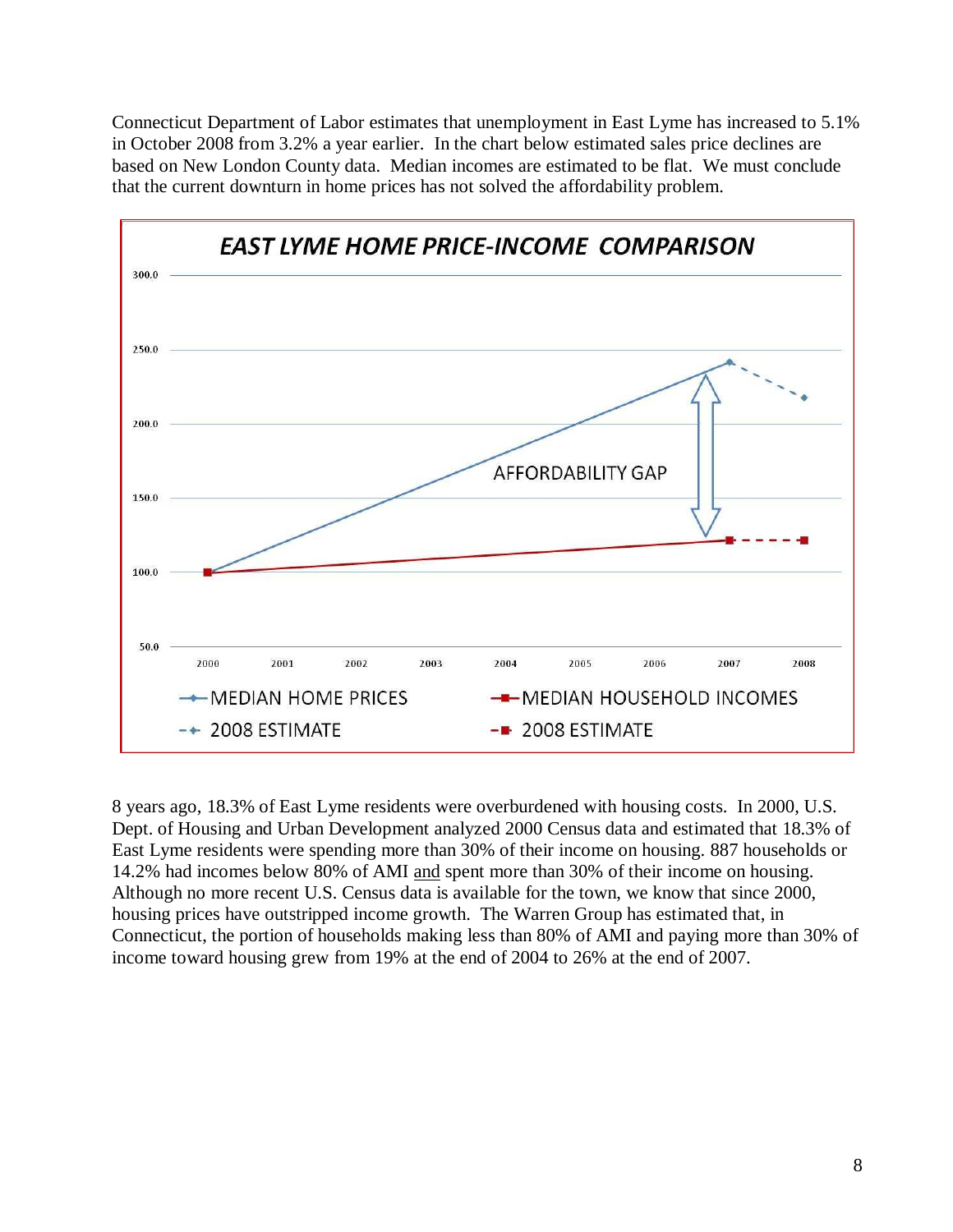Connecticut Department of Labor estimates that unemployment in East Lyme has increased to 5.1% in October 2008 from 3.2% a year earlier. In the chart below estimated sales price declines are based on New London County data. Median incomes are estimated to be flat. We must conclude that the current downturn in home prices has not solved the affordability problem.

8 years ago, 18.3% of East Lyme residents were overburdened with housing costs. In 2000, U.S. Dept. of Housing and Urban Development analyzed 2000 Census data and estimated that 18.3% of East Lyme residents were spending more than 30% of their income on housing. 887 households or 14.2% had incomes below 80% of AMI and spent more than 30% of their income on housing. Although no more recent U.S. Census data is available for the town, we know that since 2000, housing prices have outstripped income growth. The Warren Group has estimated that, in Connecticut, the portion of households making less than 80% of AMI and paying more than 30% of income toward housing grew from 19% at the end of 2004 to 26% at the end of 2007.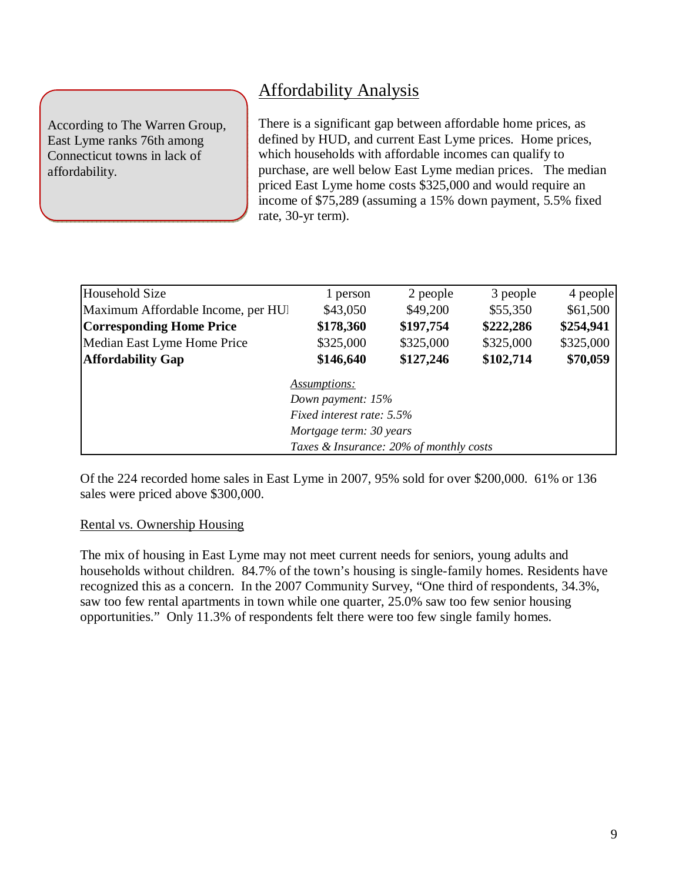According to The Warren Group, East Lyme ranks 76th among Connecticut towns in lack of affordability.

## Affordability Analysis

There is a significant gap between affordable home prices, as defined by HUD, and current East Lyme prices. Home prices, which households with affordable incomes can qualify to purchase, are well below East Lyme median prices. The median priced East Lyme home costs $325,000 and would require an income of $75,289 (assuming a 15% down payment, 5.5% fixed rate, 30-yr term).

| Household Size | 1 person | 2 people | 3 people | 4 people |
|---|---|---|---|---|
| Maximum Affordable Income, per HUI | $43,050 | $49,200 | $55,350 | $61,500 |
| **Corresponding Home Price** | **$178,360** | **$197,754** | **$222,286** | **$254,941** |
| Median East Lyme Home Price | $325,000 | $325,000 | $325,000 | $325,000 |
| **Affordability Gap** | **$146,640** | **$127,246** | **$102,714** | **$70,059** |

*Assumptions:*
*Down payment: 15%*
*Fixed interest rate: 5.5%*
*Mortgage term: 30 years*
*Taxes & Insurance: 20% of monthly costs*

Of the 224 recorded home sales in East Lyme in 2007, 95% sold for over $200,000. 61% or 136 sales were priced above $300,000.

### Rental vs. Ownership Housing

The mix of housing in East Lyme may not meet current needs for seniors, young adults and households without children. 84.7% of the town's housing is single-family homes. Residents have recognized this as a concern. In the 2007 Community Survey, "One third of respondents, 34.3%, saw too few rental apartments in town while one quarter, 25.0% saw too few senior housing opportunities." Only 11.3% of respondents felt there were too few single family homes.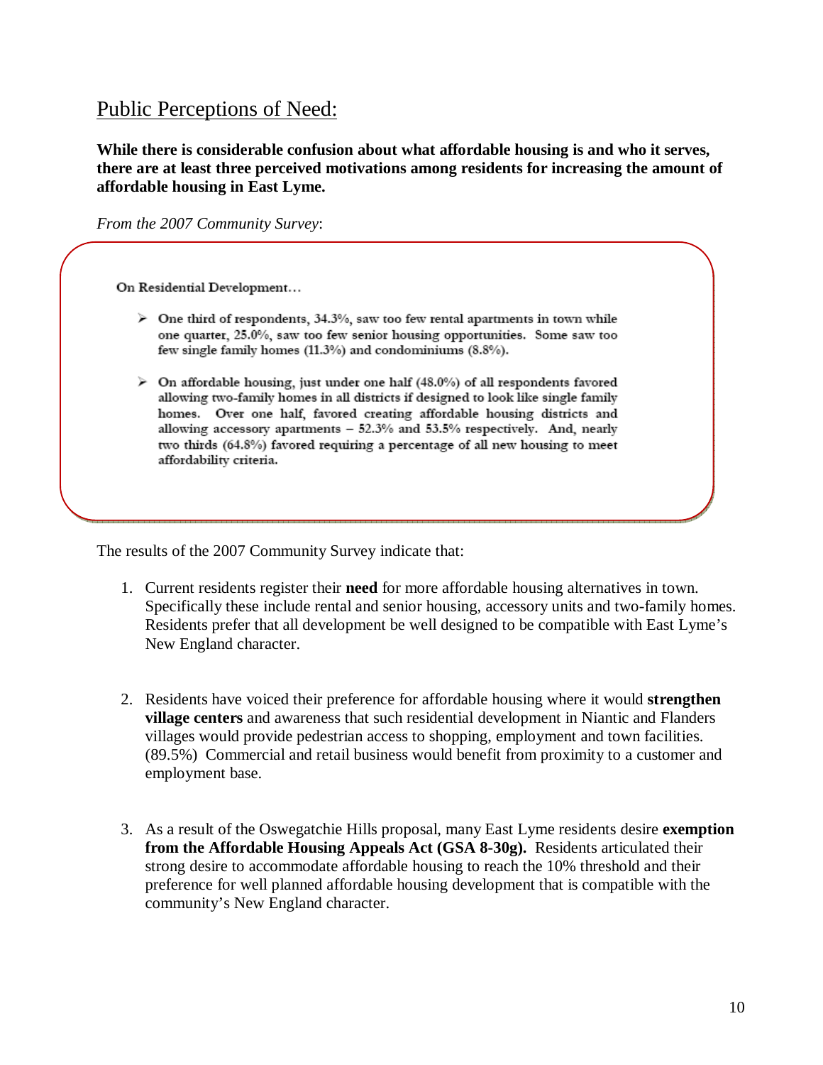## Public Perceptions of Need:

**While there is considerable confusion about what affordable housing is and who it serves, there are at least three perceived motivations among residents for increasing the amount of affordable housing in East Lyme.**

*From the 2007 Community Survey*:

> On Residential Development…
>
> - One third of respondents, 34.3%, saw too few rental apartments in town while one quarter, 25.0%, saw too few senior housing opportunities. Some saw too few single family homes (11.3%) and condominiums (8.8%).
> - On affordable housing, just under one half (48.0%) of all respondents favored allowing two-family homes in all districts if designed to look like single family homes. Over one half, favored creating affordable housing districts and allowing accessory apartments – 52.3% and 53.5% respectively. And, nearly two thirds (64.8%) favored requiring a percentage of all new housing to meet affordability criteria.

The results of the 2007 Community Survey indicate that:

1. Current residents register their **need** for more affordable housing alternatives in town. Specifically these include rental and senior housing, accessory units and two-family homes. Residents prefer that all development be well designed to be compatible with East Lyme's New England character.

2. Residents have voiced their preference for affordable housing where it would **strengthen village centers** and awareness that such residential development in Niantic and Flanders villages would provide pedestrian access to shopping, employment and town facilities. (89.5%) Commercial and retail business would benefit from proximity to a customer and employment base.

3. As a result of the Oswegatchie Hills proposal, many East Lyme residents desire **exemption from the Affordable Housing Appeals Act (GSA 8-30g).** Residents articulated their strong desire to accommodate affordable housing to reach the 10% threshold and their preference for well planned affordable housing development that is compatible with the community's New England character.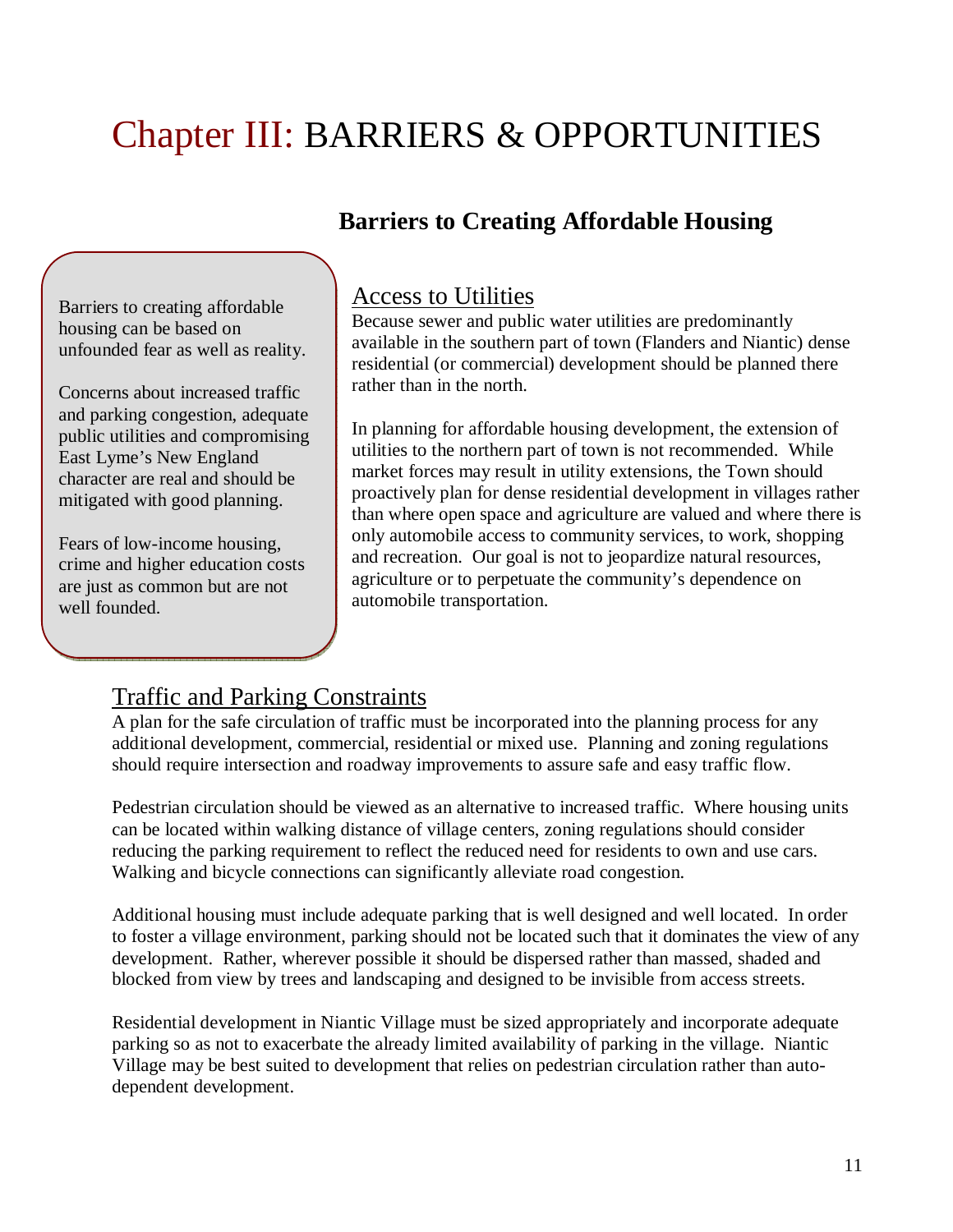# Chapter III: BARRIERS & OPPORTUNITIES

## Barriers to Creating Affordable Housing

Barriers to creating affordable housing can be based on unfounded fear as well as reality.

Concerns about increased traffic and parking congestion, adequate public utilities and compromising East Lyme's New England character are real and should be mitigated with good planning.

Fears of low-income housing, crime and higher education costs are just as common but are not well founded.

### Access to Utilities

Because sewer and public water utilities are predominantly available in the southern part of town (Flanders and Niantic) dense residential (or commercial) development should be planned there rather than in the north.

In planning for affordable housing development, the extension of utilities to the northern part of town is not recommended. While market forces may result in utility extensions, the Town should proactively plan for dense residential development in villages rather than where open space and agriculture are valued and where there is only automobile access to community services, to work, shopping and recreation. Our goal is not to jeopardize natural resources, agriculture or to perpetuate the community's dependence on automobile transportation.

### Traffic and Parking Constraints

A plan for the safe circulation of traffic must be incorporated into the planning process for any additional development, commercial, residential or mixed use. Planning and zoning regulations should require intersection and roadway improvements to assure safe and easy traffic flow.

Pedestrian circulation should be viewed as an alternative to increased traffic. Where housing units can be located within walking distance of village centers, zoning regulations should consider reducing the parking requirement to reflect the reduced need for residents to own and use cars. Walking and bicycle connections can significantly alleviate road congestion.

Additional housing must include adequate parking that is well designed and well located. In order to foster a village environment, parking should not be located such that it dominates the view of any development. Rather, wherever possible it should be dispersed rather than massed, shaded and blocked from view by trees and landscaping and designed to be invisible from access streets.

Residential development in Niantic Village must be sized appropriately and incorporate adequate parking so as not to exacerbate the already limited availability of parking in the village. Niantic Village may be best suited to development that relies on pedestrian circulation rather than auto-dependent development.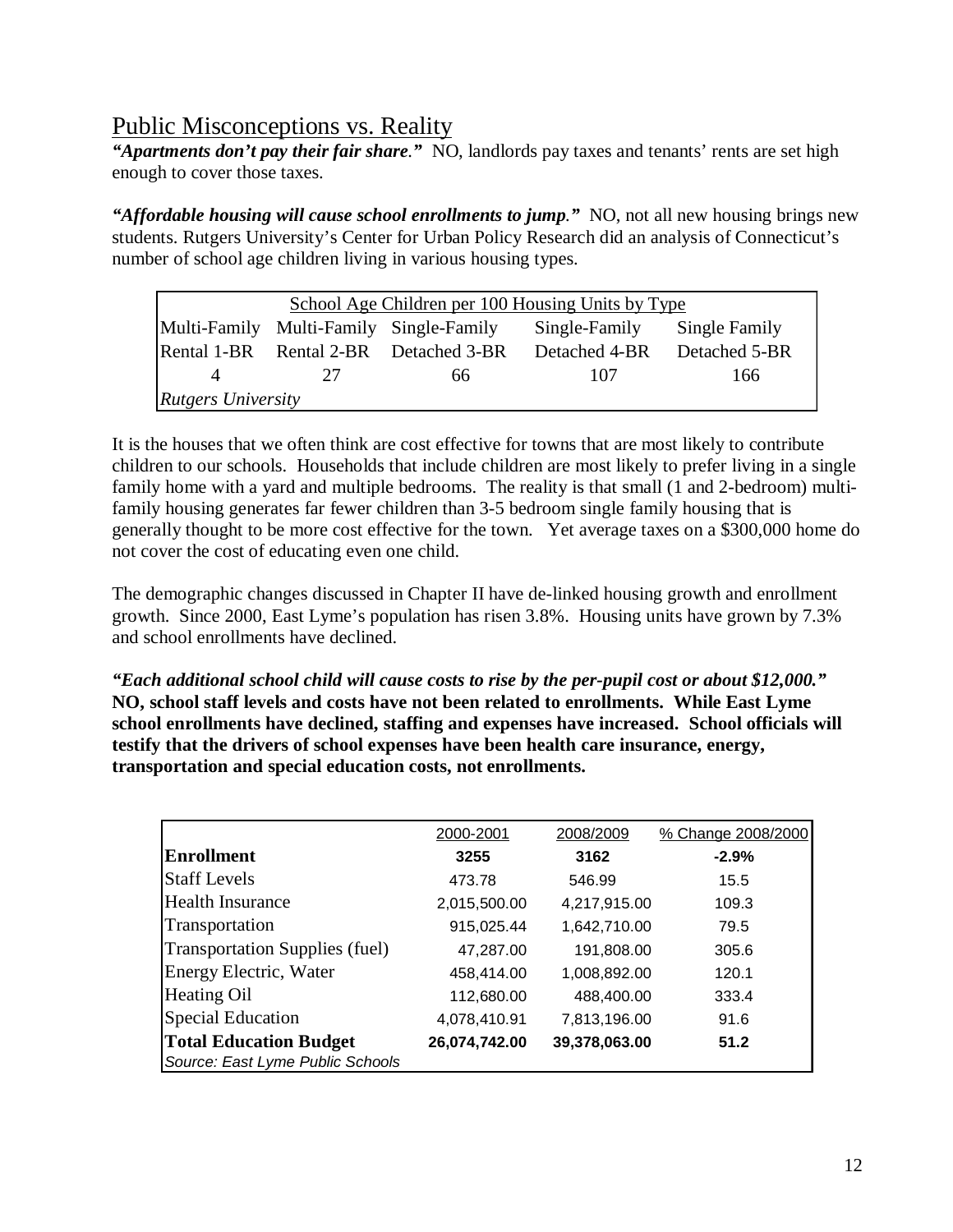## Public Misconceptions vs. Reality

***"Apartments don't pay their fair share."*** NO, landlords pay taxes and tenants' rents are set high enough to cover those taxes.

***"Affordable housing will cause school enrollments to jump."*** NO, not all new housing brings new students. Rutgers University's Center for Urban Policy Research did an analysis of Connecticut's number of school age children living in various housing types.

| School Age Children per 100 Housing Units by Type | | | | |
|---|---|---|---|---|
| Multi-Family Rental 1-BR | Multi-Family Rental 2-BR | Single-Family Detached 3-BR | Single-Family Detached 4-BR | Single Family Detached 5-BR |
| 4 | 27 | 66 | 107 | 166 |
| *Rutgers University* | | | | |

It is the houses that we often think are cost effective for towns that are most likely to contribute children to our schools. Households that include children are most likely to prefer living in a single family home with a yard and multiple bedrooms. The reality is that small (1 and 2-bedroom) multi-family housing generates far fewer children than 3-5 bedroom single family housing that is generally thought to be more cost effective for the town. Yet average taxes on a $300,000 home do not cover the cost of educating even one child.

The demographic changes discussed in Chapter II have de-linked housing growth and enrollment growth. Since 2000, East Lyme's population has risen 3.8%. Housing units have grown by 7.3% and school enrollments have declined.

***"Each additional school child will cause costs to rise by the per-pupil cost or about $12,000."*** **NO, school staff levels and costs have not been related to enrollments. While East Lyme school enrollments have declined, staffing and expenses have increased. School officials will testify that the drivers of school expenses have been health care insurance, energy, transportation and special education costs, not enrollments.**

| | 2000-2001 | 2008/2009 | % Change 2008/2000 |
|---|---|---|---|
| **Enrollment** | **3255** | **3162** | **-2.9%** |
| Staff Levels | 473.78 | 546.99 | 15.5 |
| Health Insurance | 2,015,500.00 | 4,217,915.00 | 109.3 |
| Transportation | 915,025.44 | 1,642,710.00 | 79.5 |
| Transportation Supplies (fuel) | 47,287.00 | 191,808.00 | 305.6 |
| Energy Electric, Water | 458,414.00 | 1,008,892.00 | 120.1 |
| Heating Oil | 112,680.00 | 488,400.00 | 333.4 |
| Special Education | 4,078,410.91 | 7,813,196.00 | 91.6 |
| **Total Education Budget** | **26,074,742.00** | **39,378,063.00** | **51.2** |
| *Source: East Lyme Public Schools* | | | |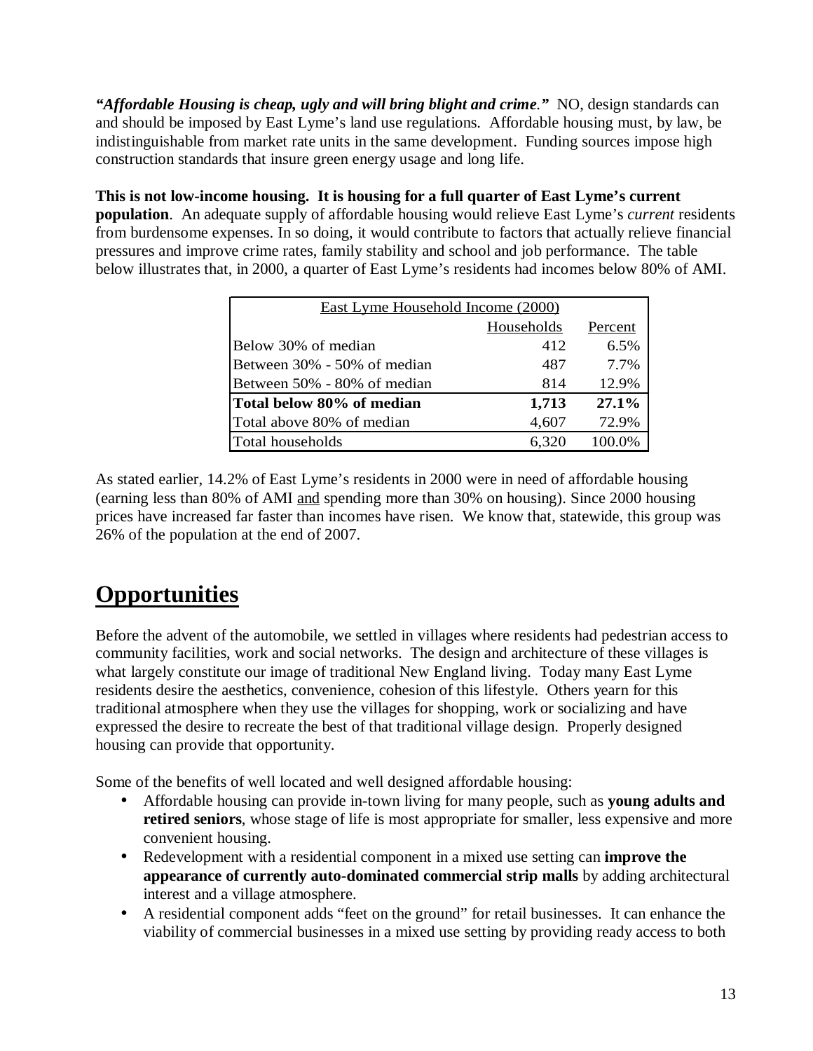***"Affordable Housing is cheap, ugly and will bring blight and crime."*** NO, design standards can and should be imposed by East Lyme's land use regulations. Affordable housing must, by law, be indistinguishable from market rate units in the same development. Funding sources impose high construction standards that insure green energy usage and long life.

**This is not low-income housing. It is housing for a full quarter of East Lyme's current population**. An adequate supply of affordable housing would relieve East Lyme's *current* residents from burdensome expenses. In so doing, it would contribute to factors that actually relieve financial pressures and improve crime rates, family stability and school and job performance. The table below illustrates that, in 2000, a quarter of East Lyme's residents had incomes below 80% of AMI.

| East Lyme Household Income (2000) | | |
|---|---|---|
| | Households | Percent |
| Below 30% of median | 412 | 6.5% |
| Between 30% - 50% of median | 487 | 7.7% |
| Between 50% - 80% of median | 814 | 12.9% |
| **Total below 80% of median** | **1,713** | **27.1%** |
| Total above 80% of median | 4,607 | 72.9% |
| Total households | 6,320 | 100.0% |

As stated earlier, 14.2% of East Lyme's residents in 2000 were in need of affordable housing (earning less than 80% of AMI and spending more than 30% on housing). Since 2000 housing prices have increased far faster than incomes have risen. We know that, statewide, this group was 26% of the population at the end of 2007.

# Opportunities

Before the advent of the automobile, we settled in villages where residents had pedestrian access to community facilities, work and social networks. The design and architecture of these villages is what largely constitute our image of traditional New England living. Today many East Lyme residents desire the aesthetics, convenience, cohesion of this lifestyle. Others yearn for this traditional atmosphere when they use the villages for shopping, work or socializing and have expressed the desire to recreate the best of that traditional village design. Properly designed housing can provide that opportunity.

Some of the benefits of well located and well designed affordable housing:

- Affordable housing can provide in-town living for many people, such as **young adults and retired seniors**, whose stage of life is most appropriate for smaller, less expensive and more convenient housing.
- Redevelopment with a residential component in a mixed use setting can **improve the appearance of currently auto-dominated commercial strip malls** by adding architectural interest and a village atmosphere.
- A residential component adds "feet on the ground" for retail businesses. It can enhance the viability of commercial businesses in a mixed use setting by providing ready access to both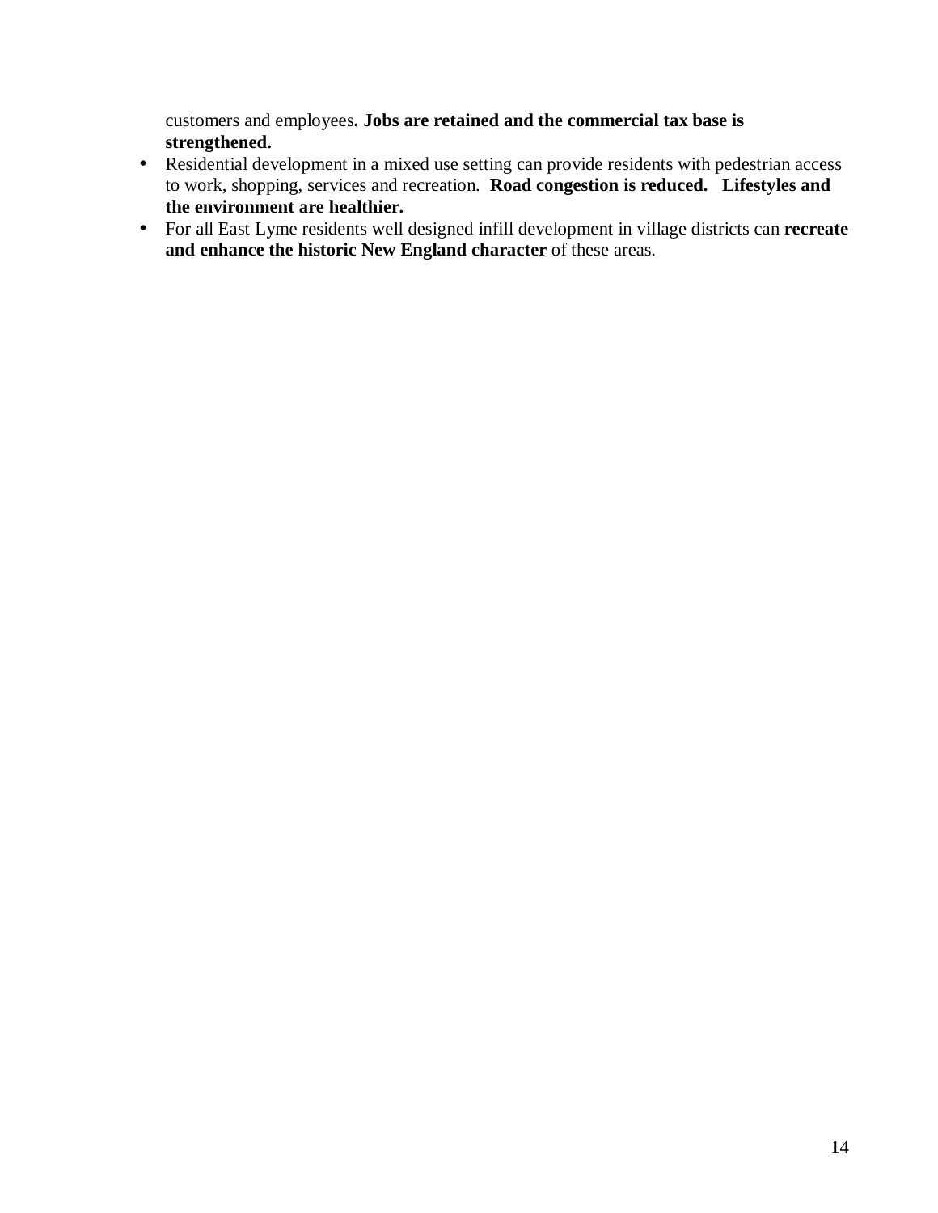customers and employees**. Jobs are retained and the commercial tax base is strengthened.**

- Residential development in a mixed use setting can provide residents with pedestrian access to work, shopping, services and recreation. **Road congestion is reduced. Lifestyles and the environment are healthier.**
- For all East Lyme residents well designed infill development in village districts can **recreate and enhance the historic New England character** of these areas.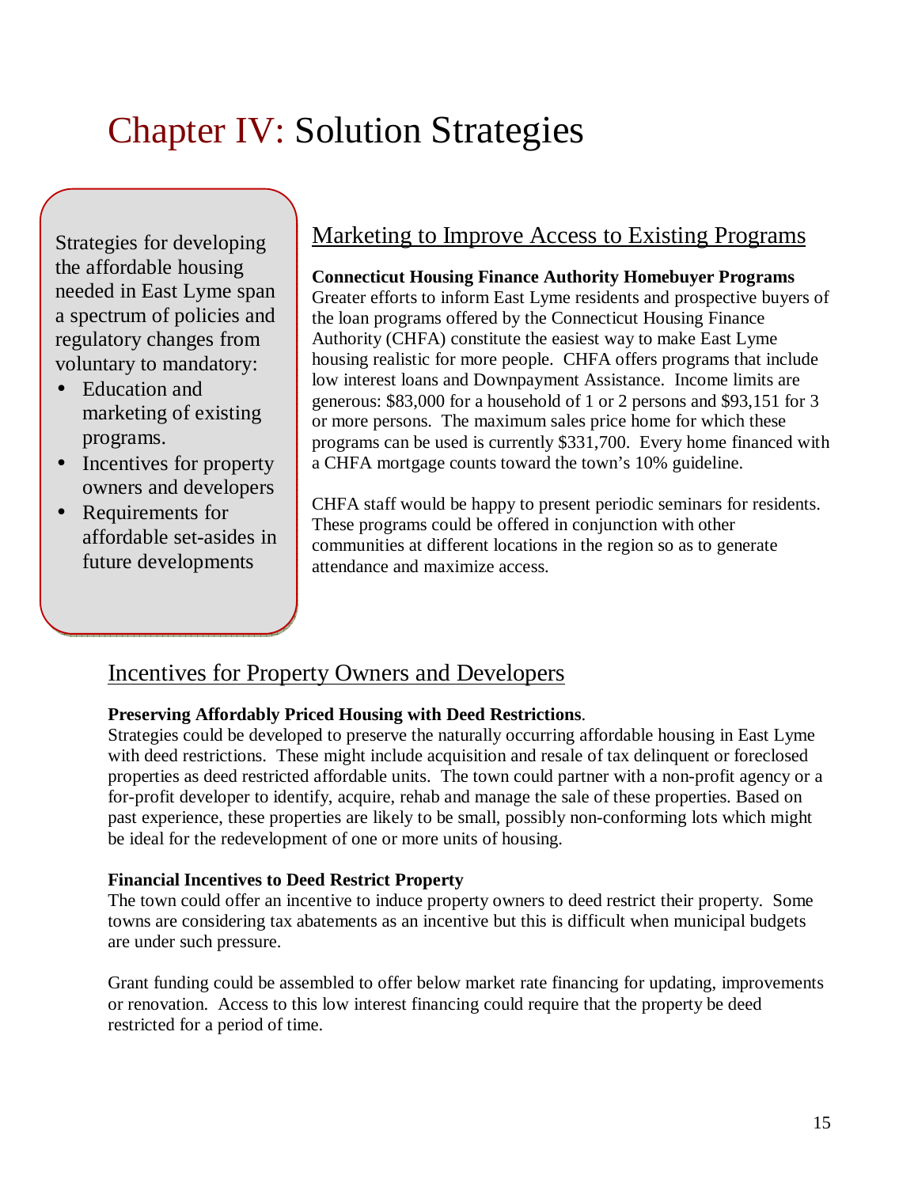# Chapter IV: Solution Strategies

Strategies for developing the affordable housing needed in East Lyme span a spectrum of policies and regulatory changes from voluntary to mandatory:

- Education and marketing of existing programs.
- Incentives for property owners and developers
- Requirements for affordable set-asides in future developments

## Marketing to Improve Access to Existing Programs

**Connecticut Housing Finance Authority Homebuyer Programs**
Greater efforts to inform East Lyme residents and prospective buyers of the loan programs offered by the Connecticut Housing Finance Authority (CHFA) constitute the easiest way to make East Lyme housing realistic for more people. CHFA offers programs that include low interest loans and Downpayment Assistance. Income limits are generous: $83,000 for a household of 1 or 2 persons and $93,151 for 3 or more persons. The maximum sales price home for which these programs can be used is currently $331,700. Every home financed with a CHFA mortgage counts toward the town's 10% guideline.

CHFA staff would be happy to present periodic seminars for residents. These programs could be offered in conjunction with other communities at different locations in the region so as to generate attendance and maximize access.

## Incentives for Property Owners and Developers

**Preserving Affordably Priced Housing with Deed Restrictions**.
Strategies could be developed to preserve the naturally occurring affordable housing in East Lyme with deed restrictions. These might include acquisition and resale of tax delinquent or foreclosed properties as deed restricted affordable units. The town could partner with a non-profit agency or a for-profit developer to identify, acquire, rehab and manage the sale of these properties. Based on past experience, these properties are likely to be small, possibly non-conforming lots which might be ideal for the redevelopment of one or more units of housing.

**Financial Incentives to Deed Restrict Property**
The town could offer an incentive to induce property owners to deed restrict their property. Some towns are considering tax abatements as an incentive but this is difficult when municipal budgets are under such pressure.

Grant funding could be assembled to offer below market rate financing for updating, improvements or renovation. Access to this low interest financing could require that the property be deed restricted for a period of time.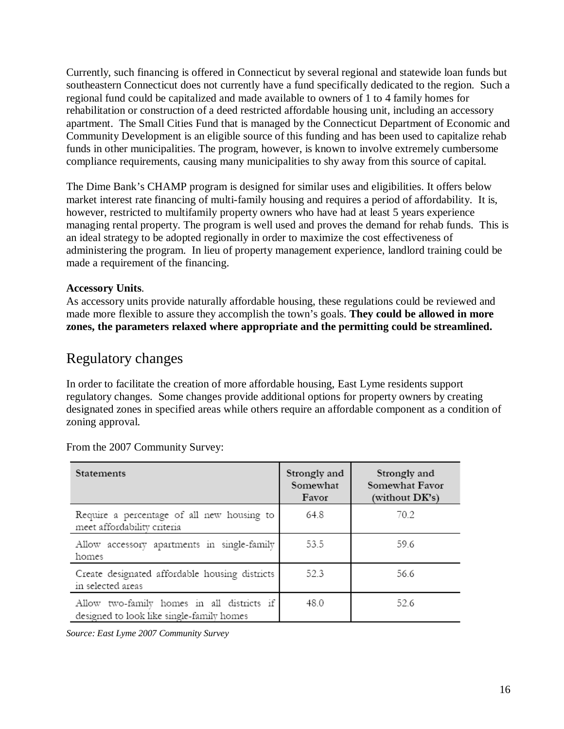Currently, such financing is offered in Connecticut by several regional and statewide loan funds but southeastern Connecticut does not currently have a fund specifically dedicated to the region. Such a regional fund could be capitalized and made available to owners of 1 to 4 family homes for rehabilitation or construction of a deed restricted affordable housing unit, including an accessory apartment. The Small Cities Fund that is managed by the Connecticut Department of Economic and Community Development is an eligible source of this funding and has been used to capitalize rehab funds in other municipalities. The program, however, is known to involve extremely cumbersome compliance requirements, causing many municipalities to shy away from this source of capital.

The Dime Bank's CHAMP program is designed for similar uses and eligibilities. It offers below market interest rate financing of multi-family housing and requires a period of affordability. It is, however, restricted to multifamily property owners who have had at least 5 years experience managing rental property. The program is well used and proves the demand for rehab funds. This is an ideal strategy to be adopted regionally in order to maximize the cost effectiveness of administering the program. In lieu of property management experience, landlord training could be made a requirement of the financing.

**Accessory Units**.
As accessory units provide naturally affordable housing, these regulations could be reviewed and made more flexible to assure they accomplish the town's goals. **They could be allowed in more zones, the parameters relaxed where appropriate and the permitting could be streamlined.**

## Regulatory changes

In order to facilitate the creation of more affordable housing, East Lyme residents support regulatory changes. Some changes provide additional options for property owners by creating designated zones in specified areas while others require an affordable component as a condition of zoning approval.

From the 2007 Community Survey:

| Statements | Strongly and Somewhat Favor | Strongly and Somewhat Favor (without DK's) |
|---|---|---|
| Require a percentage of all new housing to meet affordability criteria | 64.8 | 70.2 |
| Allow accessory apartments in single-family homes | 53.5 | 59.6 |
| Create designated affordable housing districts in selected areas | 52.3 | 56.6 |
| Allow two-family homes in all districts if designed to look like single-family homes | 48.0 | 52.6 |

*Source: East Lyme 2007 Community Survey*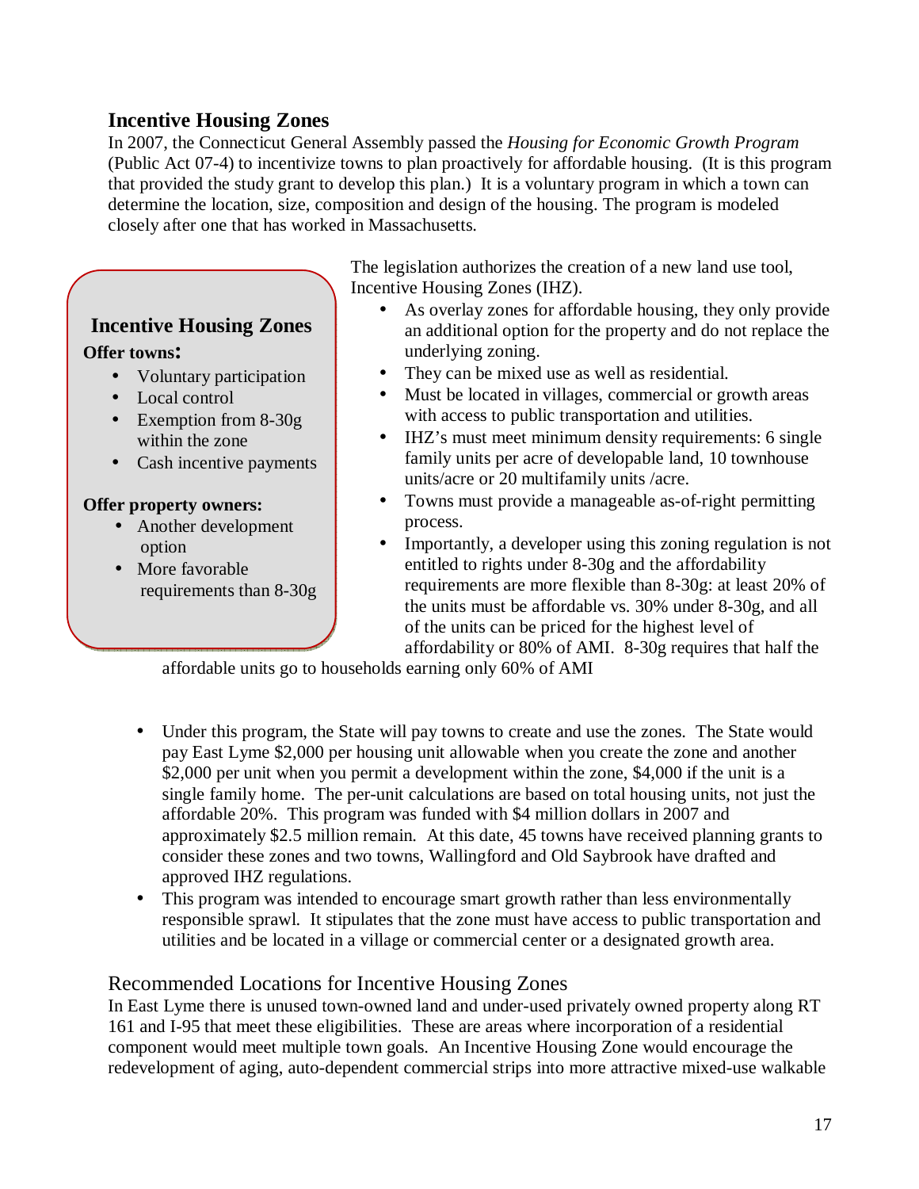## Incentive Housing Zones

In 2007, the Connecticut General Assembly passed the *Housing for Economic Growth Program* (Public Act 07-4) to incentivize towns to plan proactively for affordable housing. (It is this program that provided the study grant to develop this plan.) It is a voluntary program in which a town can determine the location, size, composition and design of the housing. The program is modeled closely after one that has worked in Massachusetts.

> **Incentive Housing Zones**
>
> **Offer towns:**
> - Voluntary participation
> - Local control
> - Exemption from 8-30g within the zone
> - Cash incentive payments
>
> **Offer property owners:**
> - Another development option
> - More favorable requirements than 8-30g

The legislation authorizes the creation of a new land use tool, Incentive Housing Zones (IHZ).

- As overlay zones for affordable housing, they only provide an additional option for the property and do not replace the underlying zoning.
- They can be mixed use as well as residential.
- Must be located in villages, commercial or growth areas with access to public transportation and utilities.
- IHZ's must meet minimum density requirements: 6 single family units per acre of developable land, 10 townhouse units/acre or 20 multifamily units /acre.
- Towns must provide a manageable as-of-right permitting process.
- Importantly, a developer using this zoning regulation is not entitled to rights under 8-30g and the affordability requirements are more flexible than 8-30g: at least 20% of the units must be affordable vs. 30% under 8-30g, and all of the units can be priced for the highest level of affordability or 80% of AMI. 8-30g requires that half the affordable units go to households earning only 60% of AMI
- Under this program, the State will pay towns to create and use the zones. The State would pay East Lyme $2,000 per housing unit allowable when you create the zone and another $2,000 per unit when you permit a development within the zone, $4,000 if the unit is a single family home. The per-unit calculations are based on total housing units, not just the affordable 20%. This program was funded with $4 million dollars in 2007 and approximately $2.5 million remain. At this date, 45 towns have received planning grants to consider these zones and two towns, Wallingford and Old Saybrook have drafted and approved IHZ regulations.
- This program was intended to encourage smart growth rather than less environmentally responsible sprawl. It stipulates that the zone must have access to public transportation and utilities and be located in a village or commercial center or a designated growth area.

### Recommended Locations for Incentive Housing Zones

In East Lyme there is unused town-owned land and under-used privately owned property along RT 161 and I-95 that meet these eligibilities. These are areas where incorporation of a residential component would meet multiple town goals. An Incentive Housing Zone would encourage the redevelopment of aging, auto-dependent commercial strips into more attractive mixed-use walkable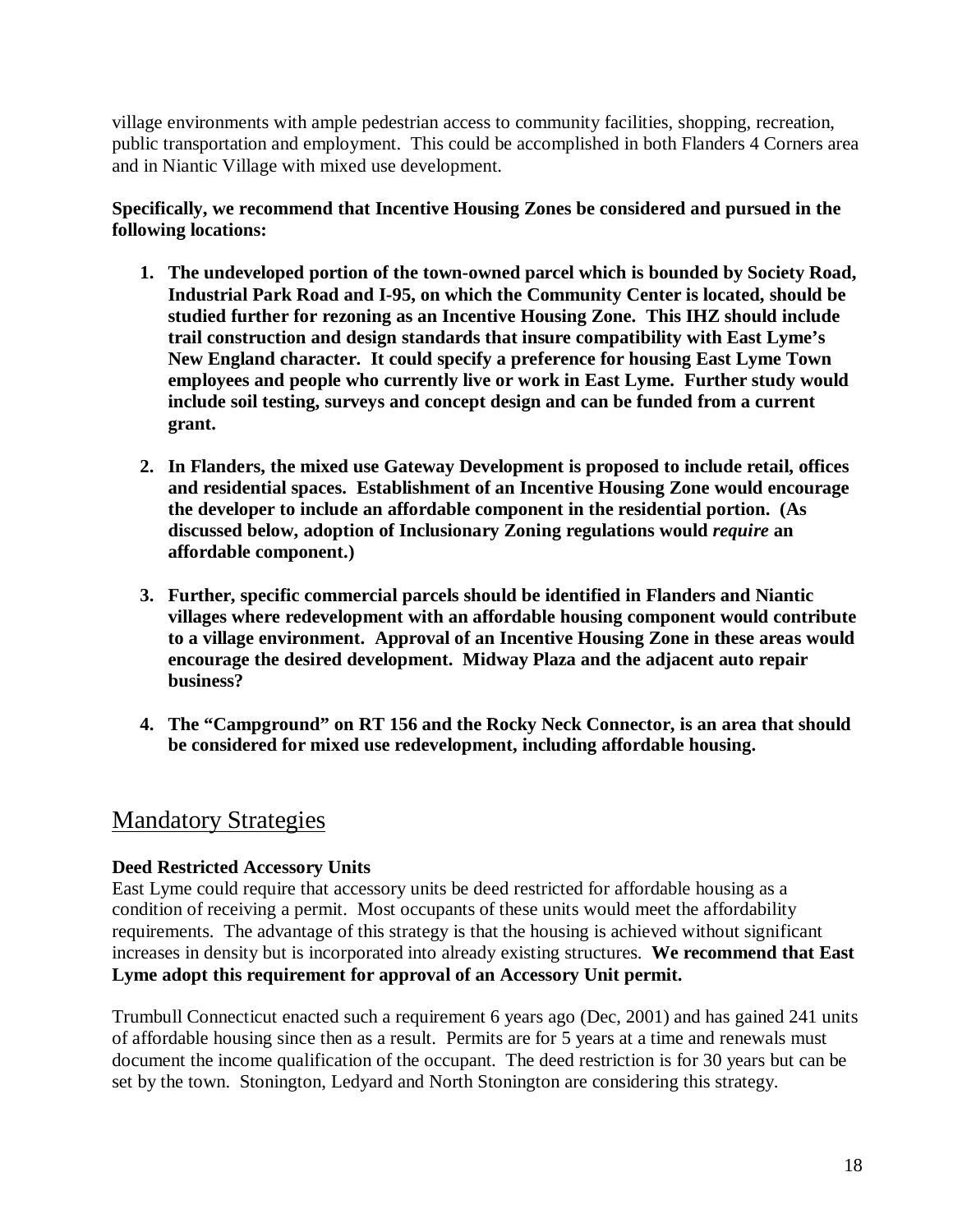village environments with ample pedestrian access to community facilities, shopping, recreation, public transportation and employment. This could be accomplished in both Flanders 4 Corners area and in Niantic Village with mixed use development.

**Specifically, we recommend that Incentive Housing Zones be considered and pursued in the following locations:**

1. **The undeveloped portion of the town-owned parcel which is bounded by Society Road, Industrial Park Road and I-95, on which the Community Center is located, should be studied further for rezoning as an Incentive Housing Zone. This IHZ should include trail construction and design standards that insure compatibility with East Lyme's New England character. It could specify a preference for housing East Lyme Town employees and people who currently live or work in East Lyme. Further study would include soil testing, surveys and concept design and can be funded from a current grant.**

2. **In Flanders, the mixed use Gateway Development is proposed to include retail, offices and residential spaces. Establishment of an Incentive Housing Zone would encourage the developer to include an affordable component in the residential portion. (As discussed below, adoption of Inclusionary Zoning regulations would *require* an affordable component.)**

3. **Further, specific commercial parcels should be identified in Flanders and Niantic villages where redevelopment with an affordable housing component would contribute to a village environment. Approval of an Incentive Housing Zone in these areas would encourage the desired development. Midway Plaza and the adjacent auto repair business?**

4. **The "Campground" on RT 156 and the Rocky Neck Connector, is an area that should be considered for mixed use redevelopment, including affordable housing.**

## Mandatory Strategies

**Deed Restricted Accessory Units**

East Lyme could require that accessory units be deed restricted for affordable housing as a condition of receiving a permit. Most occupants of these units would meet the affordability requirements. The advantage of this strategy is that the housing is achieved without significant increases in density but is incorporated into already existing structures. **We recommend that East Lyme adopt this requirement for approval of an Accessory Unit permit.**

Trumbull Connecticut enacted such a requirement 6 years ago (Dec, 2001) and has gained 241 units of affordable housing since then as a result. Permits are for 5 years at a time and renewals must document the income qualification of the occupant. The deed restriction is for 30 years but can be set by the town. Stonington, Ledyard and North Stonington are considering this strategy.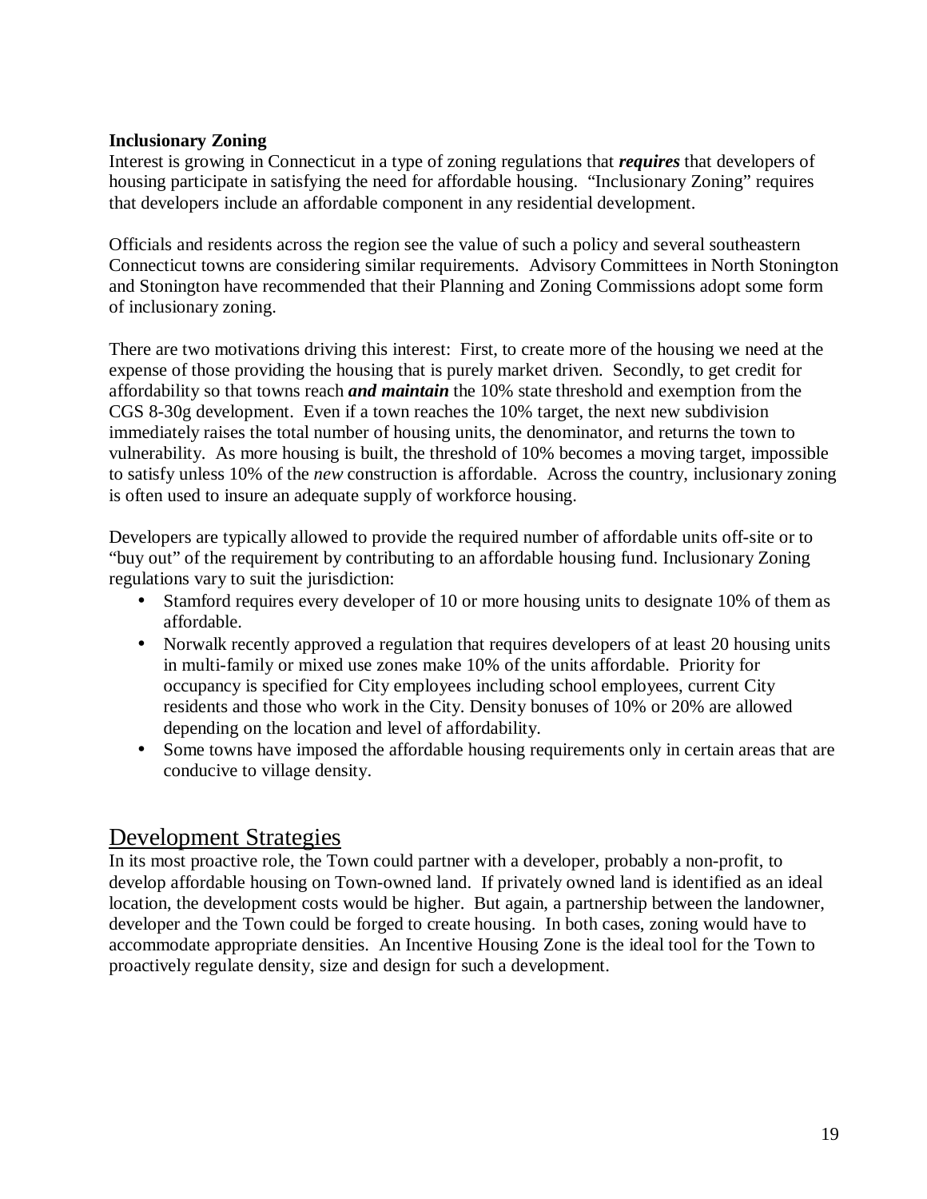**Inclusionary Zoning**
Interest is growing in Connecticut in a type of zoning regulations that ***requires*** that developers of housing participate in satisfying the need for affordable housing. "Inclusionary Zoning" requires that developers include an affordable component in any residential development.

Officials and residents across the region see the value of such a policy and several southeastern Connecticut towns are considering similar requirements. Advisory Committees in North Stonington and Stonington have recommended that their Planning and Zoning Commissions adopt some form of inclusionary zoning.

There are two motivations driving this interest: First, to create more of the housing we need at the expense of those providing the housing that is purely market driven. Secondly, to get credit for affordability so that towns reach ***and maintain*** the 10% state threshold and exemption from the CGS 8-30g development. Even if a town reaches the 10% target, the next new subdivision immediately raises the total number of housing units, the denominator, and returns the town to vulnerability. As more housing is built, the threshold of 10% becomes a moving target, impossible to satisfy unless 10% of the *new* construction is affordable. Across the country, inclusionary zoning is often used to insure an adequate supply of workforce housing.

Developers are typically allowed to provide the required number of affordable units off-site or to "buy out" of the requirement by contributing to an affordable housing fund. Inclusionary Zoning regulations vary to suit the jurisdiction:

- Stamford requires every developer of 10 or more housing units to designate 10% of them as affordable.
- Norwalk recently approved a regulation that requires developers of at least 20 housing units in multi-family or mixed use zones make 10% of the units affordable. Priority for occupancy is specified for City employees including school employees, current City residents and those who work in the City. Density bonuses of 10% or 20% are allowed depending on the location and level of affordability.
- Some towns have imposed the affordable housing requirements only in certain areas that are conducive to village density.

## Development Strategies

In its most proactive role, the Town could partner with a developer, probably a non-profit, to develop affordable housing on Town-owned land. If privately owned land is identified as an ideal location, the development costs would be higher. But again, a partnership between the landowner, developer and the Town could be forged to create housing. In both cases, zoning would have to accommodate appropriate densities. An Incentive Housing Zone is the ideal tool for the Town to proactively regulate density, size and design for such a development.